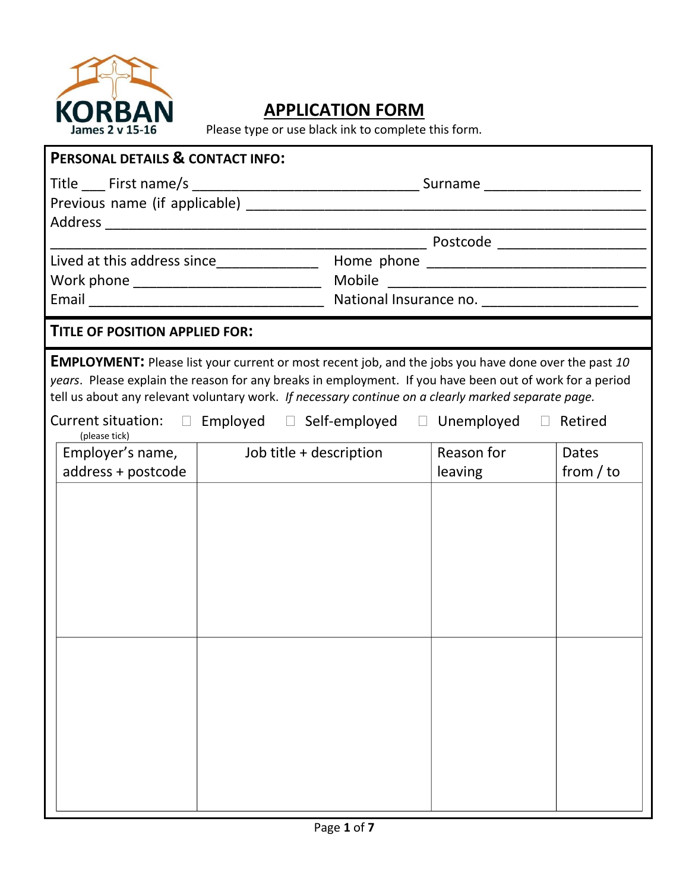KORBAN
James 2 v 15-16

# APPLICATION FORM

Please type or use black ink to complete this form.

## PERSONAL DETAILS & CONTACT INFO:

Title ___ First name/s ____________________________ Surname ____________________

Previous name (if applicable) ____________________________________________________

Address _________________________________________________________________

______________________________________________ Postcode ___________________

Lived at this address since_____________ Home phone ____________________________

Work phone _______________________ Mobile ________________________________

Email _____________________________ National Insurance no. ____________________

## TITLE OF POSITION APPLIED FOR:

**EMPLOYMENT:** Please list your current or most recent job, and the jobs you have done over the past *10 years*. Please explain the reason for any breaks in employment. If you have been out of work for a period tell us about any relevant voluntary work. *If necessary continue on a clearly marked separate page.*

Current situation: ☐ Employed ☐ Self-employed ☐ Unemployed ☐ Retired
(please tick)

| Employer's name, address + postcode | Job title + description | Reason for leaving | Dates from / to |
|---|---|---|---|
| | | | |
| | | | |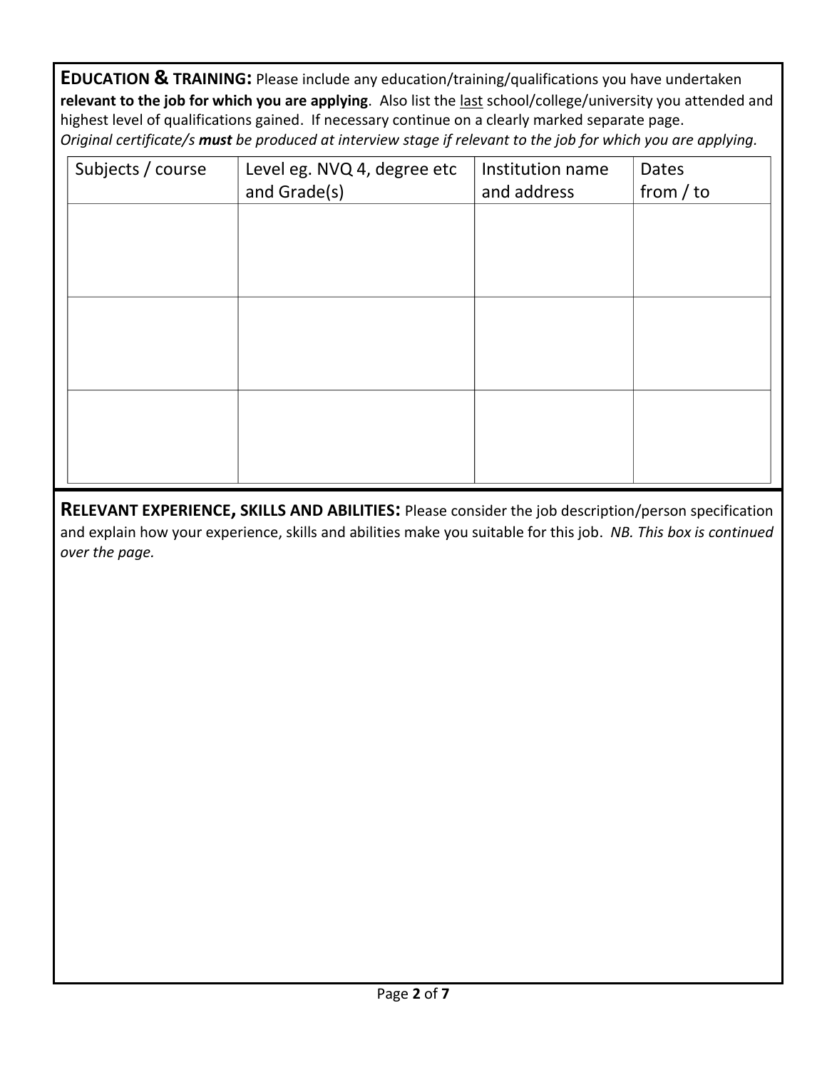**EDUCATION & TRAINING:** Please include any education/training/qualifications you have undertaken **relevant to the job for which you are applying**. Also list the last school/college/university you attended and highest level of qualifications gained. If necessary continue on a clearly marked separate page.
*Original certificate/s **must** be produced at interview stage if relevant to the job for which you are applying.*

| Subjects / course | Level eg. NVQ 4, degree etc and Grade(s) | Institution name and address | Dates from / to |
|---|---|---|---|
| | | | |
| | | | |
| | | | |

**RELEVANT EXPERIENCE, SKILLS AND ABILITIES:** Please consider the job description/person specification and explain how your experience, skills and abilities make you suitable for this job. *NB. This box is continued over the page.*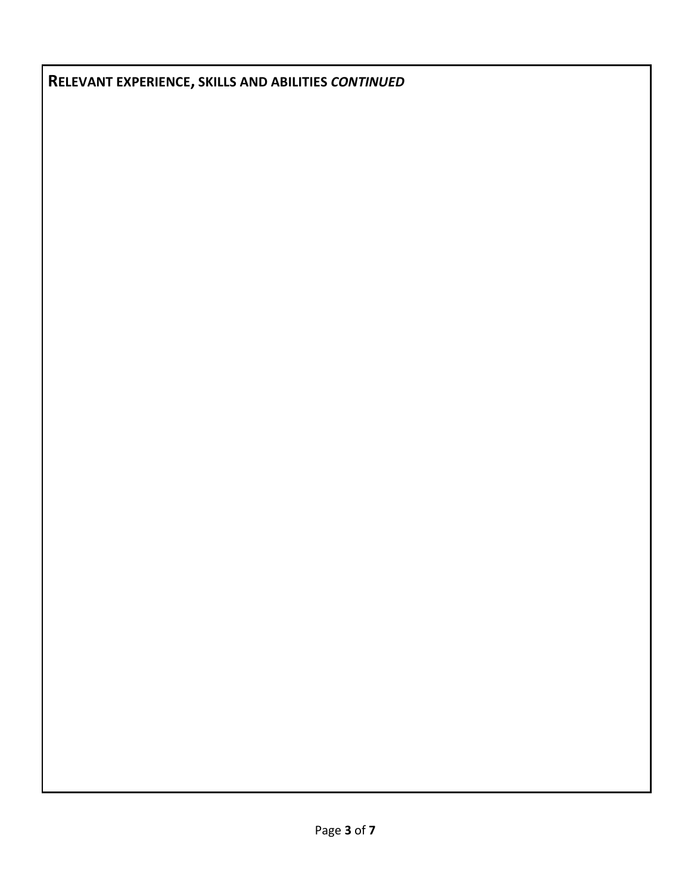**RELEVANT EXPERIENCE, SKILLS AND ABILITIES *CONTINUED***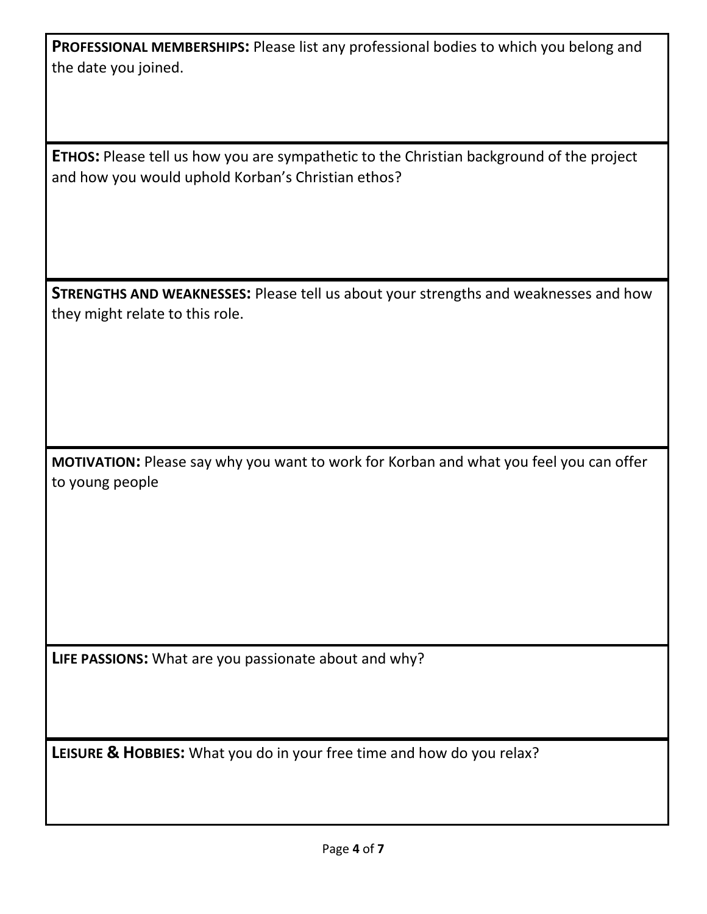**PROFESSIONAL MEMBERSHIPS:** Please list any professional bodies to which you belong and the date you joined.

**ETHOS:** Please tell us how you are sympathetic to the Christian background of the project and how you would uphold Korban's Christian ethos?

**STRENGTHS AND WEAKNESSES:** Please tell us about your strengths and weaknesses and how they might relate to this role.

**MOTIVATION:** Please say why you want to work for Korban and what you feel you can offer to young people

**LIFE PASSIONS:** What are you passionate about and why?

**LEISURE & HOBBIES:** What you do in your free time and how do you relax?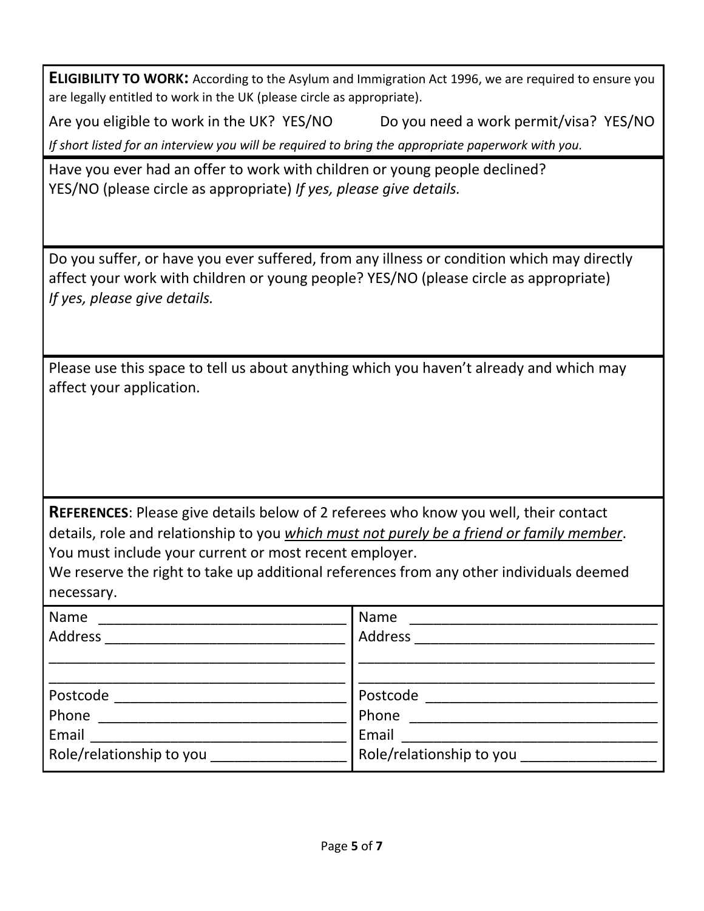**ELIGIBILITY TO WORK:** According to the Asylum and Immigration Act 1996, we are required to ensure you are legally entitled to work in the UK (please circle as appropriate).

Are you eligible to work in the UK? YES/NO    Do you need a work permit/visa? YES/NO

*If short listed for an interview you will be required to bring the appropriate paperwork with you.*

Have you ever had an offer to work with children or young people declined?
YES/NO (please circle as appropriate) *If yes, please give details.*

Do you suffer, or have you ever suffered, from any illness or condition which may directly affect your work with children or young people? YES/NO (please circle as appropriate)
*If yes, please give details.*

Please use this space to tell us about anything which you haven't already and which may affect your application.

**REFERENCES**: Please give details below of 2 referees who know you well, their contact details, role and relationship to you *which must not purely be a friend or family member*. You must include your current or most recent employer.
We reserve the right to take up additional references from any other individuals deemed necessary.

| Referee 1 | Referee 2 |
|---|---|
| Name ______________________________ | Name ______________________________ |
| Address ____________________________ | Address ____________________________ |
| ___________________________________ | ___________________________________ |
| ___________________________________ | ___________________________________ |
| Postcode ___________________________ | Postcode ___________________________ |
| Phone ______________________________ | Phone ______________________________ |
| Email ______________________________ | Email ______________________________ |
| Role/relationship to you ______________ | Role/relationship to you ______________ |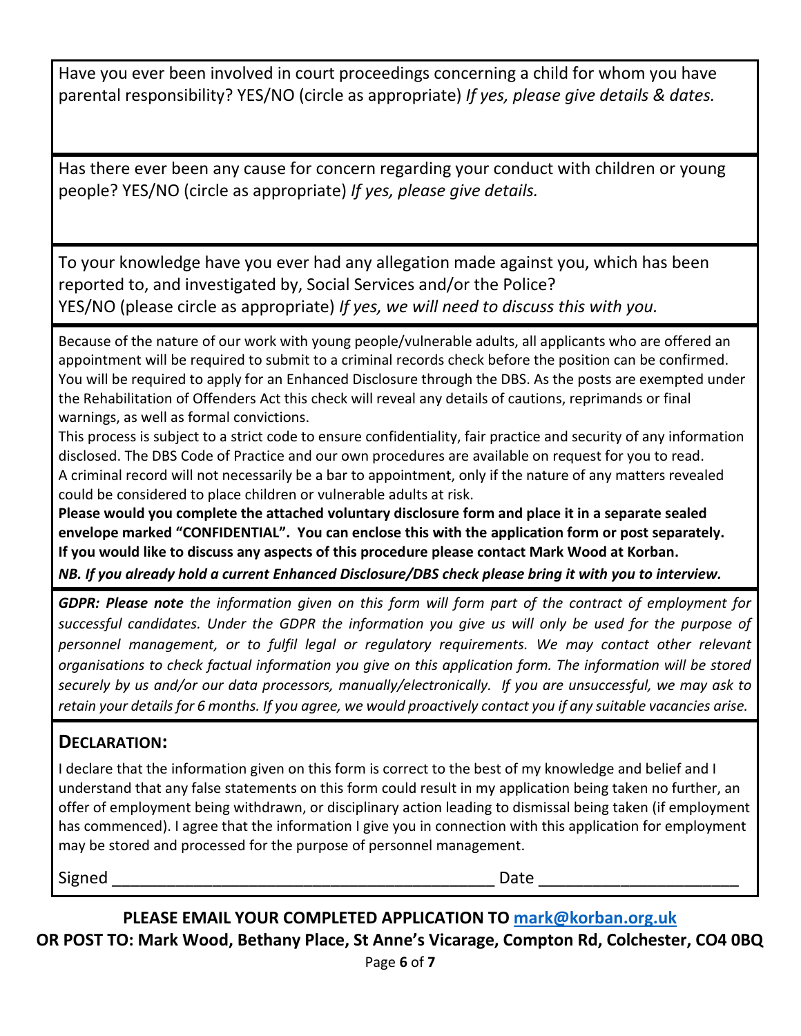Have you ever been involved in court proceedings concerning a child for whom you have parental responsibility? YES/NO (circle as appropriate) *If yes, please give details & dates.*

Has there ever been any cause for concern regarding your conduct with children or young people? YES/NO (circle as appropriate) *If yes, please give details.*

To your knowledge have you ever had any allegation made against you, which has been reported to, and investigated by, Social Services and/or the Police?
YES/NO (please circle as appropriate) *If yes, we will need to discuss this with you.*

Because of the nature of our work with young people/vulnerable adults, all applicants who are offered an appointment will be required to submit to a criminal records check before the position can be confirmed. You will be required to apply for an Enhanced Disclosure through the DBS. As the posts are exempted under the Rehabilitation of Offenders Act this check will reveal any details of cautions, reprimands or final warnings, as well as formal convictions.
This process is subject to a strict code to ensure confidentiality, fair practice and security of any information disclosed. The DBS Code of Practice and our own procedures are available on request for you to read.
A criminal record will not necessarily be a bar to appointment, only if the nature of any matters revealed could be considered to place children or vulnerable adults at risk.
**Please would you complete the attached voluntary disclosure form and place it in a separate sealed envelope marked "CONFIDENTIAL". You can enclose this with the application form or post separately. If you would like to discuss any aspects of this procedure please contact Mark Wood at Korban.**
***NB. If you already hold a current Enhanced Disclosure/DBS check please bring it with you to interview.***

***GDPR: Please note*** *the information given on this form will form part of the contract of employment for successful candidates. Under the GDPR the information you give us will only be used for the purpose of personnel management, or to fulfil legal or regulatory requirements. We may contact other relevant organisations to check factual information you give on this application form. The information will be stored securely by us and/or our data processors, manually/electronically. If you are unsuccessful, we may ask to retain your details for 6 months. If you agree, we would proactively contact you if any suitable vacancies arise.*

## DECLARATION:

I declare that the information given on this form is correct to the best of my knowledge and belief and I understand that any false statements on this form could result in my application being taken no further, an offer of employment being withdrawn, or disciplinary action leading to dismissal being taken (if employment has commenced). I agree that the information I give you in connection with this application for employment may be stored and processed for the purpose of personnel management.

Signed ___________________________________________ Date _____________________

**PLEASE EMAIL YOUR COMPLETED APPLICATION TO [mark@korban.org.uk](mailto:mark@korban.org.uk)**
**OR POST TO: Mark Wood, Bethany Place, St Anne's Vicarage, Compton Rd, Colchester, CO4 0BQ**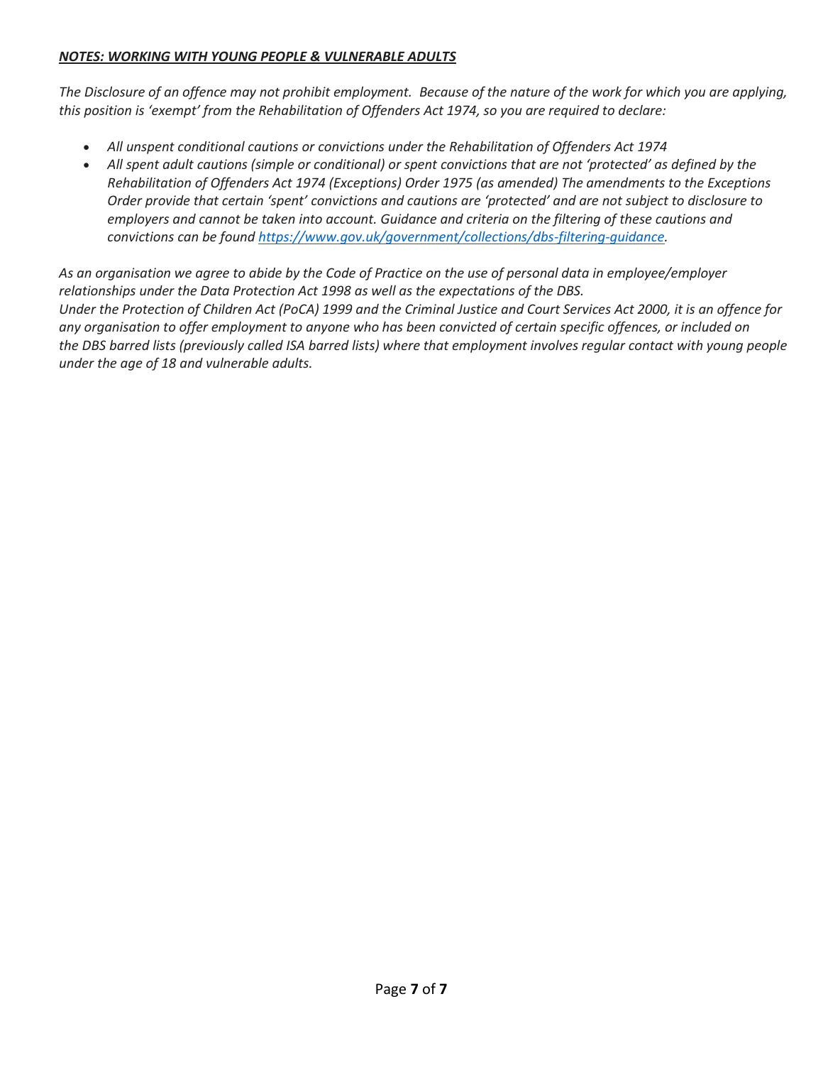***NOTES: WORKING WITH YOUNG PEOPLE & VULNERABLE ADULTS***

*The Disclosure of an offence may not prohibit employment. Because of the nature of the work for which you are applying, this position is 'exempt' from the Rehabilitation of Offenders Act 1974, so you are required to declare:*

- *All unspent conditional cautions or convictions under the Rehabilitation of Offenders Act 1974*
- *All spent adult cautions (simple or conditional) or spent convictions that are not 'protected' as defined by the Rehabilitation of Offenders Act 1974 (Exceptions) Order 1975 (as amended) The amendments to the Exceptions Order provide that certain 'spent' convictions and cautions are 'protected' and are not subject to disclosure to employers and cannot be taken into account. Guidance and criteria on the filtering of these cautions and convictions can be found [https://www.gov.uk/government/collections/dbs-filtering-guidance](https://www.gov.uk/government/collections/dbs-filtering-guidance).*

*As an organisation we agree to abide by the Code of Practice on the use of personal data in employee/employer relationships under the Data Protection Act 1998 as well as the expectations of the DBS.*

*Under the Protection of Children Act (PoCA) 1999 and the Criminal Justice and Court Services Act 2000, it is an offence for any organisation to offer employment to anyone who has been convicted of certain specific offences, or included on the DBS barred lists (previously called ISA barred lists) where that employment involves regular contact with young people under the age of 18 and vulnerable adults.*